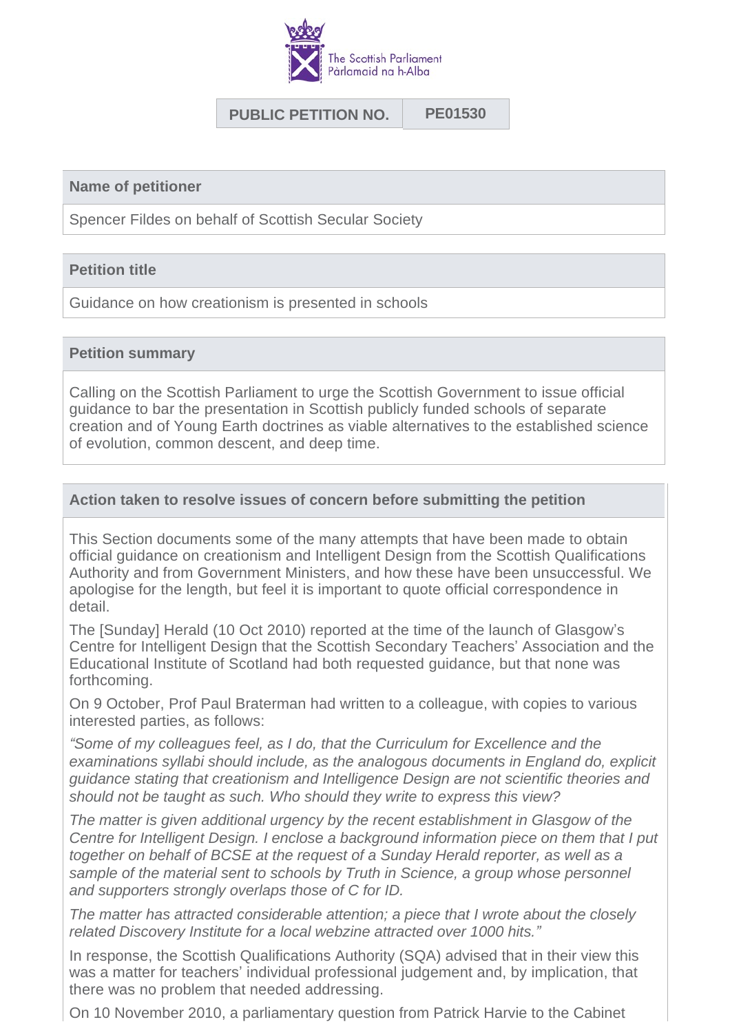The Scottish Parliament
Pàrlamaid na h-Alba

| PUBLIC PETITION NO. | PE01530 |
| --- | --- |

**Name of petitioner**

Spencer Fildes on behalf of Scottish Secular Society

**Petition title**

Guidance on how creationism is presented in schools

**Petition summary**

Calling on the Scottish Parliament to urge the Scottish Government to issue official guidance to bar the presentation in Scottish publicly funded schools of separate creation and of Young Earth doctrines as viable alternatives to the established science of evolution, common descent, and deep time.

**Action taken to resolve issues of concern before submitting the petition**

This Section documents some of the many attempts that have been made to obtain official guidance on creationism and Intelligent Design from the Scottish Qualifications Authority and from Government Ministers, and how these have been unsuccessful. We apologise for the length, but feel it is important to quote official correspondence in detail.

The [Sunday] Herald (10 Oct 2010) reported at the time of the launch of Glasgow's Centre for Intelligent Design that the Scottish Secondary Teachers' Association and the Educational Institute of Scotland had both requested guidance, but that none was forthcoming.

On 9 October, Prof Paul Braterman had written to a colleague, with copies to various interested parties, as follows:

*"Some of my colleagues feel, as I do, that the Curriculum for Excellence and the examinations syllabi should include, as the analogous documents in England do, explicit guidance stating that creationism and Intelligence Design are not scientific theories and should not be taught as such. Who should they write to express this view?*

*The matter is given additional urgency by the recent establishment in Glasgow of the Centre for Intelligent Design. I enclose a background information piece on them that I put together on behalf of BCSE at the request of a Sunday Herald reporter, as well as a sample of the material sent to schools by Truth in Science, a group whose personnel and supporters strongly overlaps those of C for ID.*

*The matter has attracted considerable attention; a piece that I wrote about the closely related Discovery Institute for a local webzine attracted over 1000 hits."*

In response, the Scottish Qualifications Authority (SQA) advised that in their view this was a matter for teachers' individual professional judgement and, by implication, that there was no problem that needed addressing.

On 10 November 2010, a parliamentary question from Patrick Harvie to the Cabinet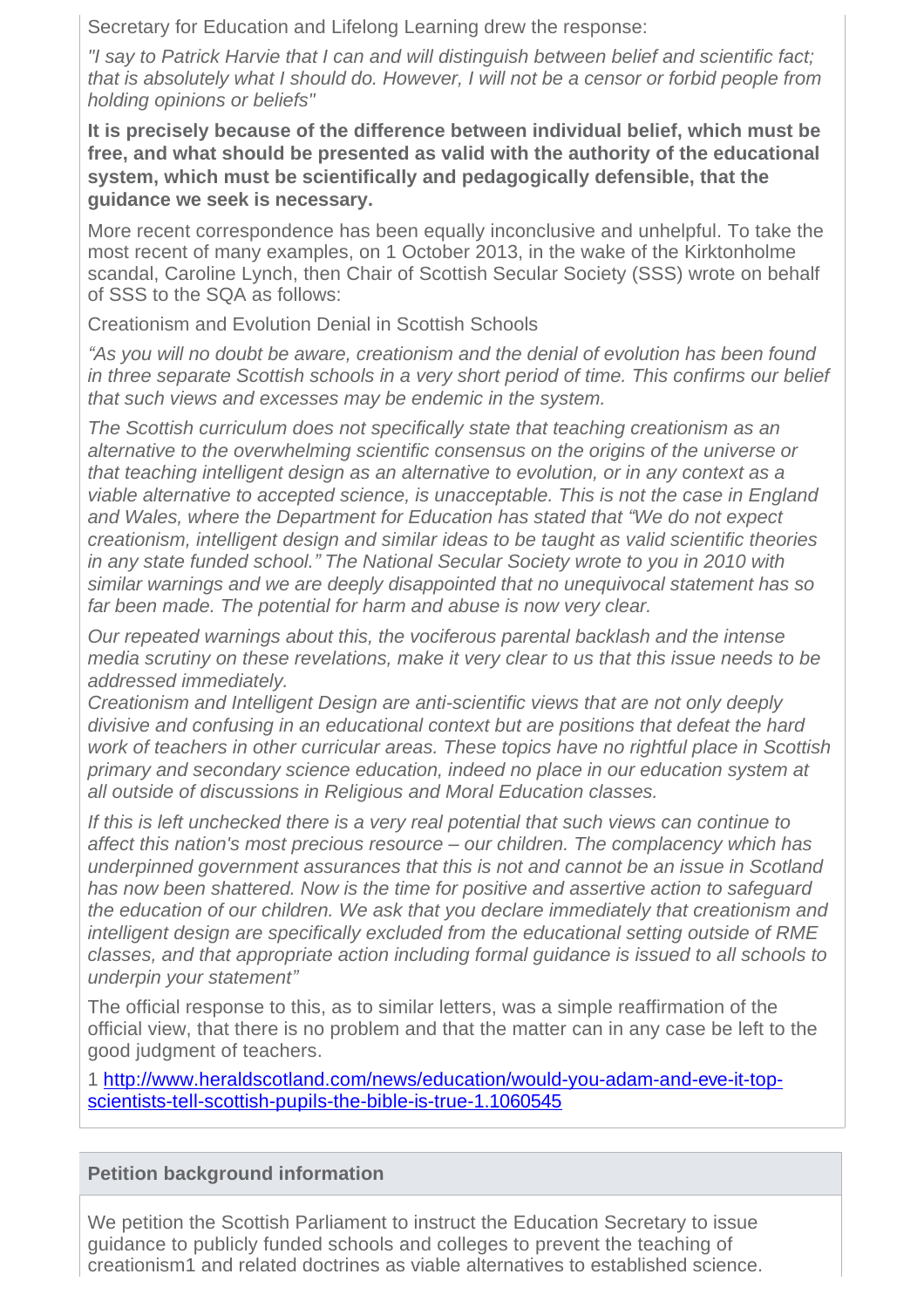Secretary for Education and Lifelong Learning drew the response:

*"I say to Patrick Harvie that I can and will distinguish between belief and scientific fact; that is absolutely what I should do. However, I will not be a censor or forbid people from holding opinions or beliefs"*

**It is precisely because of the difference between individual belief, which must be free, and what should be presented as valid with the authority of the educational system, which must be scientifically and pedagogically defensible, that the guidance we seek is necessary.**

More recent correspondence has been equally inconclusive and unhelpful. To take the most recent of many examples, on 1 October 2013, in the wake of the Kirktonholme scandal, Caroline Lynch, then Chair of Scottish Secular Society (SSS) wrote on behalf of SSS to the SQA as follows:

Creationism and Evolution Denial in Scottish Schools

*"As you will no doubt be aware, creationism and the denial of evolution has been found in three separate Scottish schools in a very short period of time. This confirms our belief that such views and excesses may be endemic in the system.*

*The Scottish curriculum does not specifically state that teaching creationism as an alternative to the overwhelming scientific consensus on the origins of the universe or that teaching intelligent design as an alternative to evolution, or in any context as a viable alternative to accepted science, is unacceptable. This is not the case in England and Wales, where the Department for Education has stated that "We do not expect creationism, intelligent design and similar ideas to be taught as valid scientific theories in any state funded school." The National Secular Society wrote to you in 2010 with similar warnings and we are deeply disappointed that no unequivocal statement has so far been made. The potential for harm and abuse is now very clear.*

*Our repeated warnings about this, the vociferous parental backlash and the intense media scrutiny on these revelations, make it very clear to us that this issue needs to be addressed immediately.*
*Creationism and Intelligent Design are anti-scientific views that are not only deeply divisive and confusing in an educational context but are positions that defeat the hard work of teachers in other curricular areas. These topics have no rightful place in Scottish primary and secondary science education, indeed no place in our education system at all outside of discussions in Religious and Moral Education classes.*

*If this is left unchecked there is a very real potential that such views can continue to affect this nation's most precious resource – our children. The complacency which has underpinned government assurances that this is not and cannot be an issue in Scotland has now been shattered. Now is the time for positive and assertive action to safeguard the education of our children. We ask that you declare immediately that creationism and intelligent design are specifically excluded from the educational setting outside of RME classes, and that appropriate action including formal guidance is issued to all schools to underpin your statement"*

The official response to this, as to similar letters, was a simple reaffirmation of the official view, that there is no problem and that the matter can in any case be left to the good judgment of teachers.

1 http://www.heraldscotland.com/news/education/would-you-adam-and-eve-it-top-scientists-tell-scottish-pupils-the-bible-is-true-1.1060545

## Petition background information

We petition the Scottish Parliament to instruct the Education Secretary to issue guidance to publicly funded schools and colleges to prevent the teaching of creationism[1] and related doctrines as viable alternatives to established science.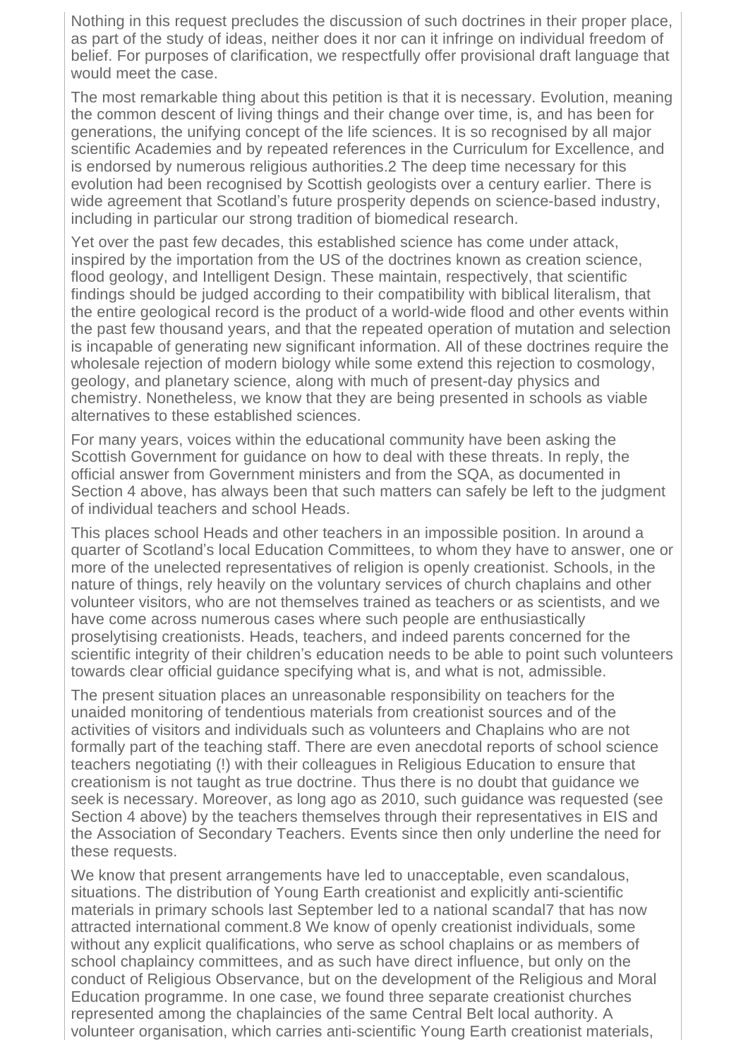Nothing in this request precludes the discussion of such doctrines in their proper place, as part of the study of ideas, neither does it nor can it infringe on individual freedom of belief. For purposes of clarification, we respectfully offer provisional draft language that would meet the case.

The most remarkable thing about this petition is that it is necessary. Evolution, meaning the common descent of living things and their change over time, is, and has been for generations, the unifying concept of the life sciences. It is so recognised by all major scientific Academies and by repeated references in the Curriculum for Excellence, and is endorsed by numerous religious authorities.[2] The deep time necessary for this evolution had been recognised by Scottish geologists over a century earlier. There is wide agreement that Scotland's future prosperity depends on science-based industry, including in particular our strong tradition of biomedical research.

Yet over the past few decades, this established science has come under attack, inspired by the importation from the US of the doctrines known as creation science, flood geology, and Intelligent Design. These maintain, respectively, that scientific findings should be judged according to their compatibility with biblical literalism, that the entire geological record is the product of a world-wide flood and other events within the past few thousand years, and that the repeated operation of mutation and selection is incapable of generating new significant information. All of these doctrines require the wholesale rejection of modern biology while some extend this rejection to cosmology, geology, and planetary science, along with much of present-day physics and chemistry. Nonetheless, we know that they are being presented in schools as viable alternatives to these established sciences.

For many years, voices within the educational community have been asking the Scottish Government for guidance on how to deal with these threats. In reply, the official answer from Government ministers and from the SQA, as documented in Section 4 above, has always been that such matters can safely be left to the judgment of individual teachers and school Heads.

This places school Heads and other teachers in an impossible position. In around a quarter of Scotland's local Education Committees, to whom they have to answer, one or more of the unelected representatives of religion is openly creationist. Schools, in the nature of things, rely heavily on the voluntary services of church chaplains and other volunteer visitors, who are not themselves trained as teachers or as scientists, and we have come across numerous cases where such people are enthusiastically proselytising creationists. Heads, teachers, and indeed parents concerned for the scientific integrity of their children's education needs to be able to point such volunteers towards clear official guidance specifying what is, and what is not, admissible.

The present situation places an unreasonable responsibility on teachers for the unaided monitoring of tendentious materials from creationist sources and of the activities of visitors and individuals such as volunteers and Chaplains who are not formally part of the teaching staff. There are even anecdotal reports of school science teachers negotiating (!) with their colleagues in Religious Education to ensure that creationism is not taught as true doctrine. Thus there is no doubt that guidance we seek is necessary. Moreover, as long ago as 2010, such guidance was requested (see Section 4 above) by the teachers themselves through their representatives in EIS and the Association of Secondary Teachers. Events since then only underline the need for these requests.

We know that present arrangements have led to unacceptable, even scandalous, situations. The distribution of Young Earth creationist and explicitly anti-scientific materials in primary schools last September led to a national scandal[7] that has now attracted international comment.[8] We know of openly creationist individuals, some without any explicit qualifications, who serve as school chaplains or as members of school chaplaincy committees, and as such have direct influence, but only on the conduct of Religious Observance, but on the development of the Religious and Moral Education programme. In one case, we found three separate creationist churches represented among the chaplaincies of the same Central Belt local authority. A volunteer organisation, which carries anti-scientific Young Earth creationist materials,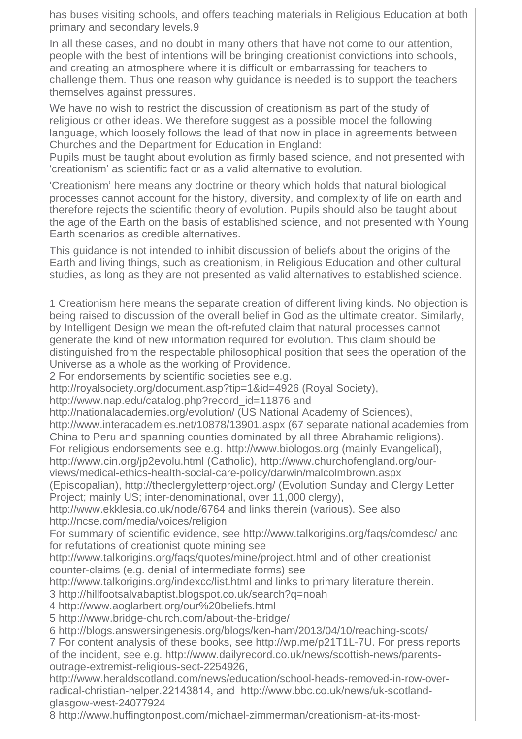has buses visiting schools, and offers teaching materials in Religious Education at both primary and secondary levels.9

In all these cases, and no doubt in many others that have not come to our attention, people with the best of intentions will be bringing creationist convictions into schools, and creating an atmosphere where it is difficult or embarrassing for teachers to challenge them. Thus one reason why guidance is needed is to support the teachers themselves against pressures.

We have no wish to restrict the discussion of creationism as part of the study of religious or other ideas. We therefore suggest as a possible model the following language, which loosely follows the lead of that now in place in agreements between Churches and the Department for Education in England:
Pupils must be taught about evolution as firmly based science, and not presented with 'creationism' as scientific fact or as a valid alternative to evolution.

'Creationism' here means any doctrine or theory which holds that natural biological processes cannot account for the history, diversity, and complexity of life on earth and therefore rejects the scientific theory of evolution. Pupils should also be taught about the age of the Earth on the basis of established science, and not presented with Young Earth scenarios as credible alternatives.

This guidance is not intended to inhibit discussion of beliefs about the origins of the Earth and living things, such as creationism, in Religious Education and other cultural studies, as long as they are not presented as valid alternatives to established science.

1 Creationism here means the separate creation of different living kinds. No objection is being raised to discussion of the overall belief in God as the ultimate creator. Similarly, by Intelligent Design we mean the oft-refuted claim that natural processes cannot generate the kind of new information required for evolution. This claim should be distinguished from the respectable philosophical position that sees the operation of the Universe as a whole as the working of Providence.
2 For endorsements by scientific societies see e.g.
http://royalsociety.org/document.asp?tip=1&id=4926 (Royal Society),
http://www.nap.edu/catalog.php?record_id=11876 and
http://nationalacademies.org/evolution/ (US National Academy of Sciences),
http://www.interacademies.net/10878/13901.aspx (67 separate national academies from China to Peru and spanning counties dominated by all three Abrahamic religions).
For religious endorsements see e.g. http://www.biologos.org (mainly Evangelical),
http://www.cin.org/jp2evolu.html (Catholic), http://www.churchofengland.org/our-views/medical-ethics-health-social-care-policy/darwin/malcolmbrown.aspx
(Episcopalian), http://theclergyletterproject.org/ (Evolution Sunday and Clergy Letter Project; mainly US; inter-denominational, over 11,000 clergy),
http://www.ekklesia.co.uk/node/6764 and links therein (various). See also
http://ncse.com/media/voices/religion
For summary of scientific evidence, see http://www.talkorigins.org/faqs/comdesc/ and for refutations of creationist quote mining see
http://www.talkorigins.org/faqs/quotes/mine/project.html and of other creationist counter-claims (e.g. denial of intermediate forms) see
http://www.talkorigins.org/indexcc/list.html and links to primary literature therein.
3 http://hillfootsalvabaptist.blogspot.co.uk/search?q=noah
4 http://www.aoglarbert.org/our%20beliefs.html
5 http://www.bridge-church.com/about-the-bridge/
6 http://blogs.answersingenesis.org/blogs/ken-ham/2013/04/10/reaching-scots/
7 For content analysis of these books, see http://wp.me/p21T1L-7U. For press reports of the incident, see e.g. http://www.dailyrecord.co.uk/news/scottish-news/parents-outrage-extremist-religious-sect-2254926,
http://www.heraldscotland.com/news/education/school-heads-removed-in-row-over-radical-christian-helper.22143814, and http://www.bbc.co.uk/news/uk-scotland-glasgow-west-24077924
8 http://www.huffingtonpost.com/michael-zimmerman/creationism-at-its-most-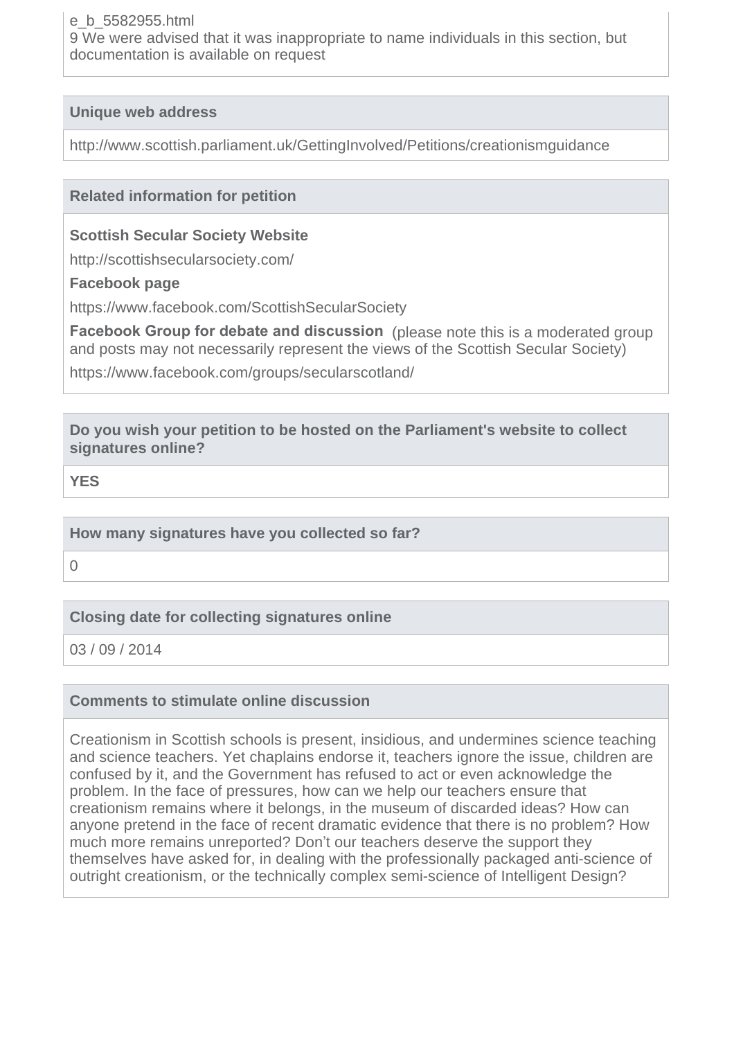e_b_5582955.html

9 We were advised that it was inappropriate to name individuals in this section, but documentation is available on request

**Unique web address**

http://www.scottish.parliament.uk/GettingInvolved/Petitions/creationismguidance

**Related information for petition**

**Scottish Secular Society Website**

http://scottishsecularsociety.com/

**Facebook page**

https://www.facebook.com/ScottishSecularSociety

**Facebook Group for debate and discussion** (please note this is a moderated group and posts may not necessarily represent the views of the Scottish Secular Society)

https://www.facebook.com/groups/secularscotland/

**Do you wish your petition to be hosted on the Parliament's website to collect signatures online?**

**YES**

**How many signatures have you collected so far?**

0

**Closing date for collecting signatures online**

03 / 09 / 2014

**Comments to stimulate online discussion**

Creationism in Scottish schools is present, insidious, and undermines science teaching and science teachers. Yet chaplains endorse it, teachers ignore the issue, children are confused by it, and the Government has refused to act or even acknowledge the problem. In the face of pressures, how can we help our teachers ensure that creationism remains where it belongs, in the museum of discarded ideas? How can anyone pretend in the face of recent dramatic evidence that there is no problem? How much more remains unreported? Don't our teachers deserve the support they themselves have asked for, in dealing with the professionally packaged anti-science of outright creationism, or the technically complex semi-science of Intelligent Design?